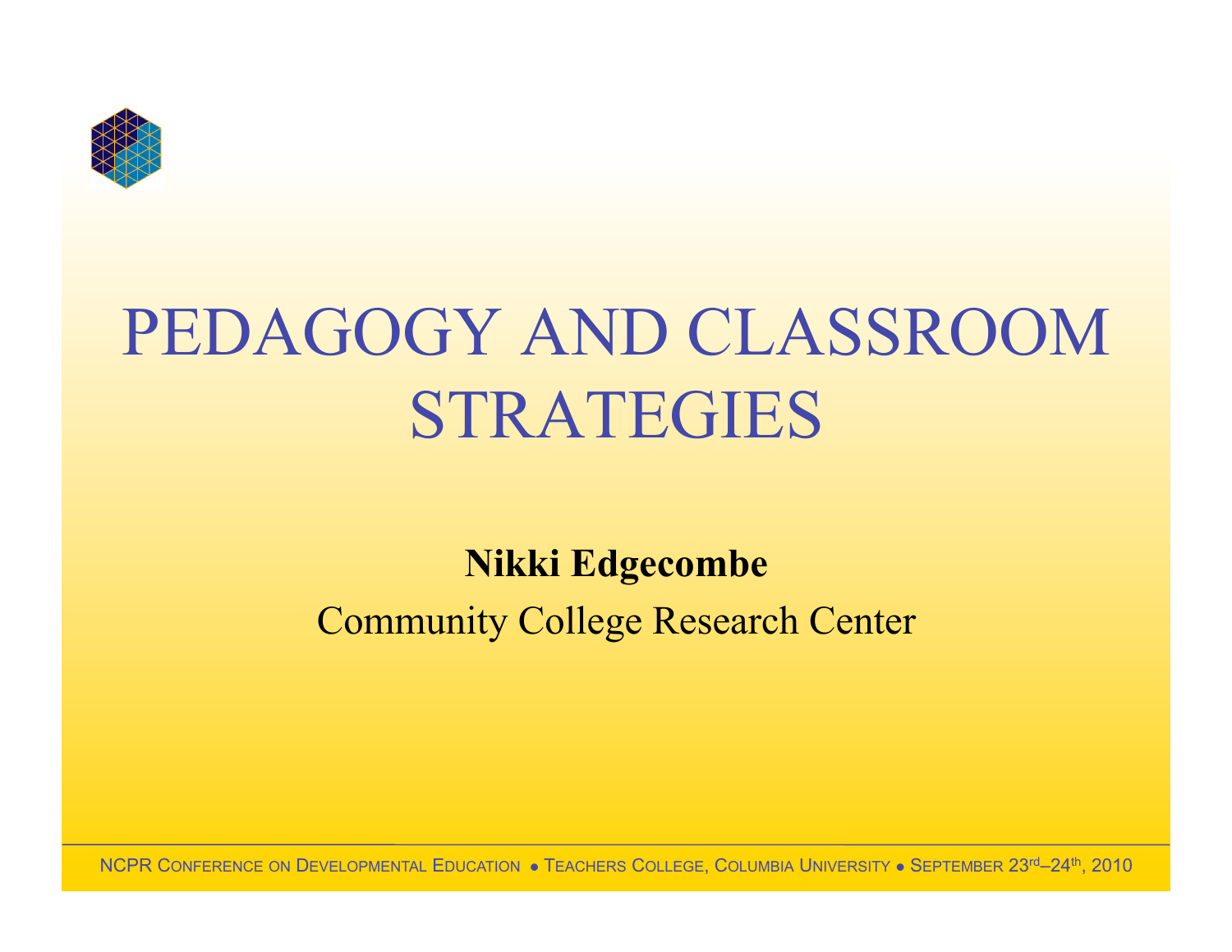# PEDAGOGY AND CLASSROOM STRATEGIES

**Nikki Edgecombe**

Community College Research Center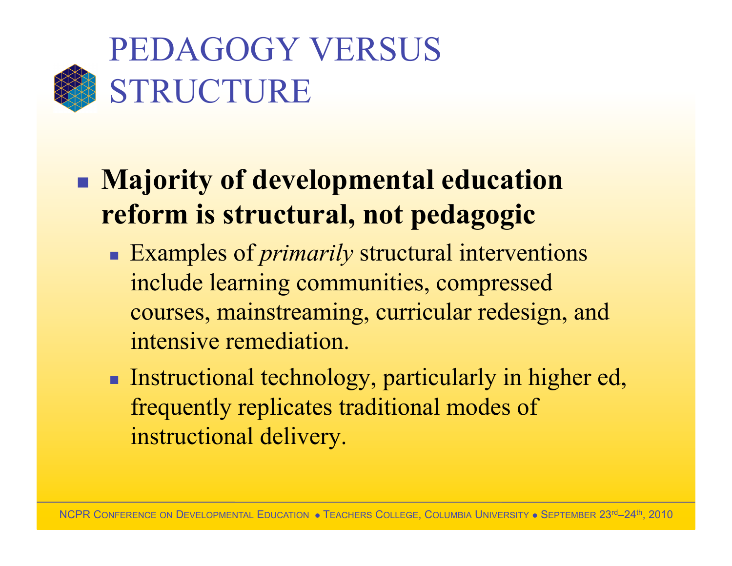# PEDAGOGY VERSUS STRUCTURE

- **Majority of developmental education reform is structural, not pedagogic**
  - Examples of *primarily* structural interventions include learning communities, compressed courses, mainstreaming, curricular redesign, and intensive remediation.
  - Instructional technology, particularly in higher ed, frequently replicates traditional modes of instructional delivery.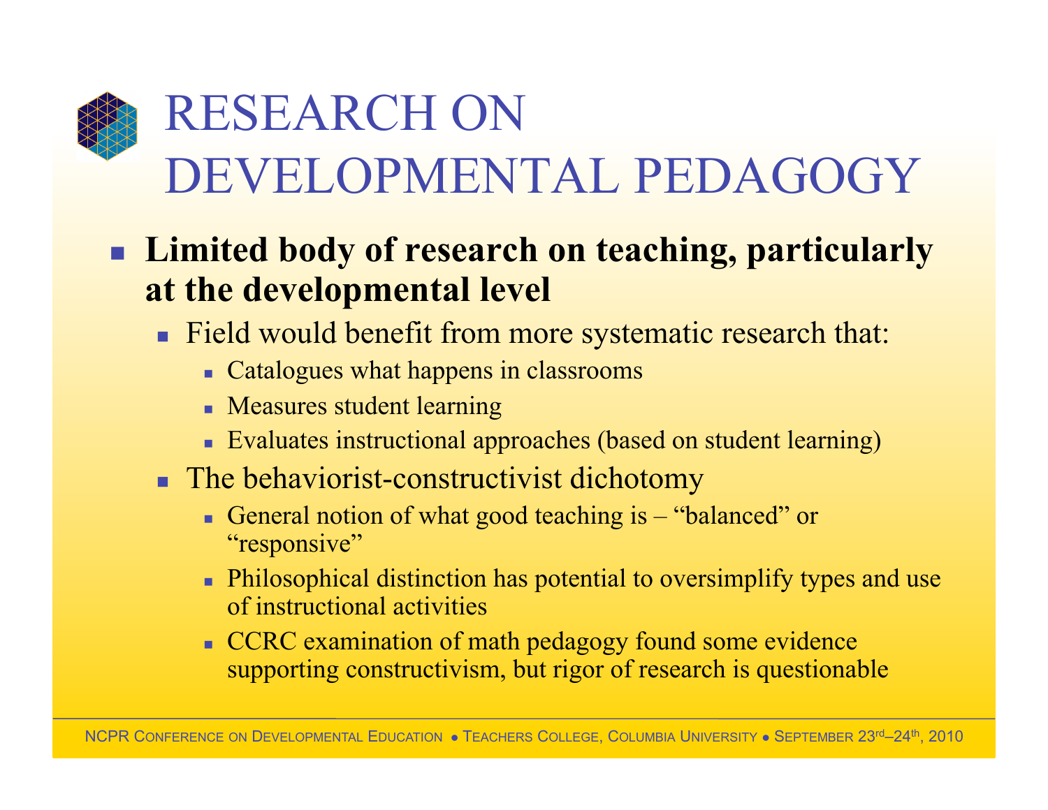# RESEARCH ON DEVELOPMENTAL PEDAGOGY

- **Limited body of research on teaching, particularly at the developmental level**
  - Field would benefit from more systematic research that:
    - Catalogues what happens in classrooms
    - Measures student learning
    - Evaluates instructional approaches (based on student learning)
  - The behaviorist-constructivist dichotomy
    - General notion of what good teaching is – "balanced" or "responsive"
    - Philosophical distinction has potential to oversimplify types and use of instructional activities
    - CCRC examination of math pedagogy found some evidence supporting constructivism, but rigor of research is questionable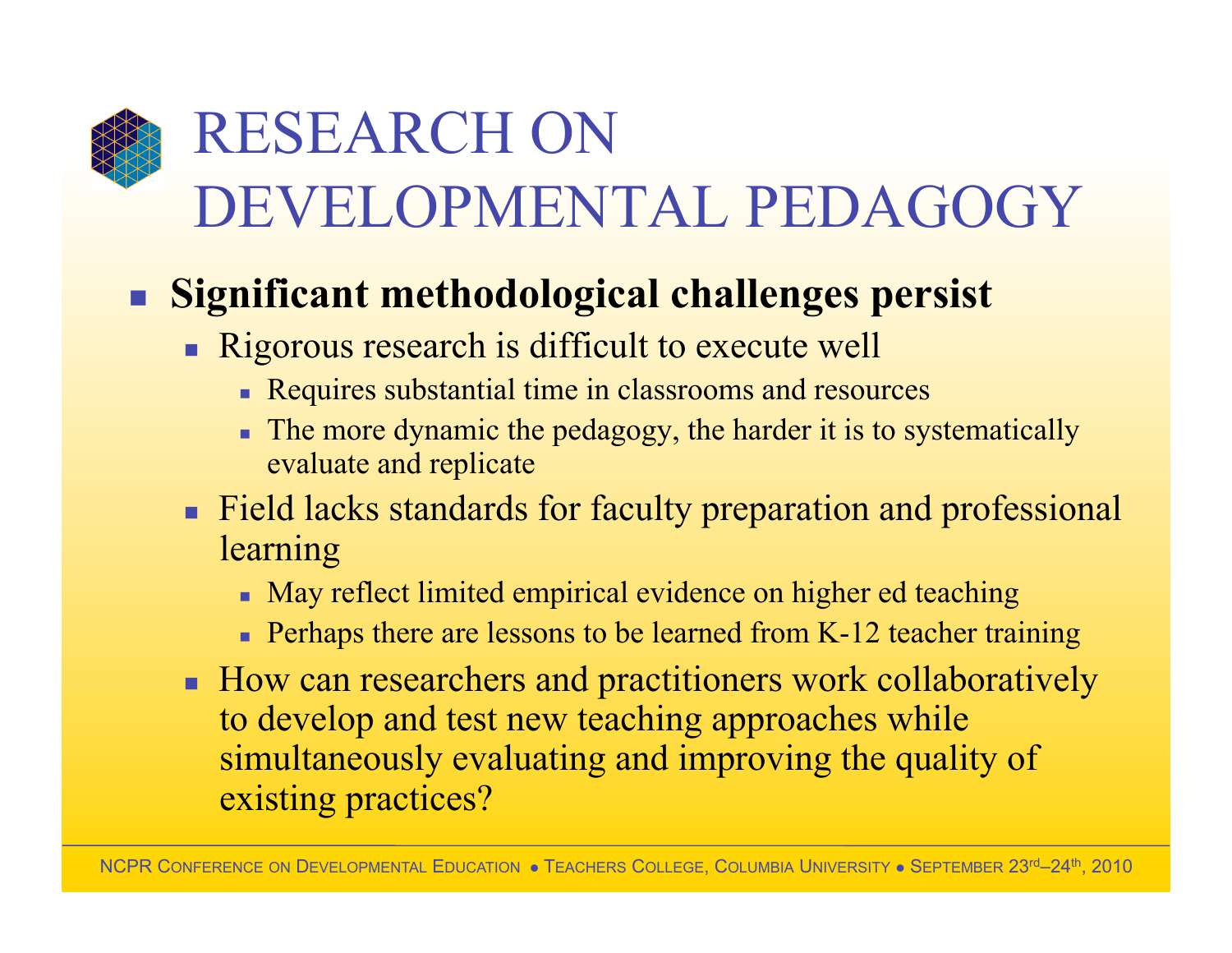# RESEARCH ON DEVELOPMENTAL PEDAGOGY

- **Significant methodological challenges persist**
  - Rigorous research is difficult to execute well
    - Requires substantial time in classrooms and resources
    - The more dynamic the pedagogy, the harder it is to systematically evaluate and replicate
  - Field lacks standards for faculty preparation and professional learning
    - May reflect limited empirical evidence on higher ed teaching
    - Perhaps there are lessons to be learned from K-12 teacher training
  - How can researchers and practitioners work collaboratively to develop and test new teaching approaches while simultaneously evaluating and improving the quality of existing practices?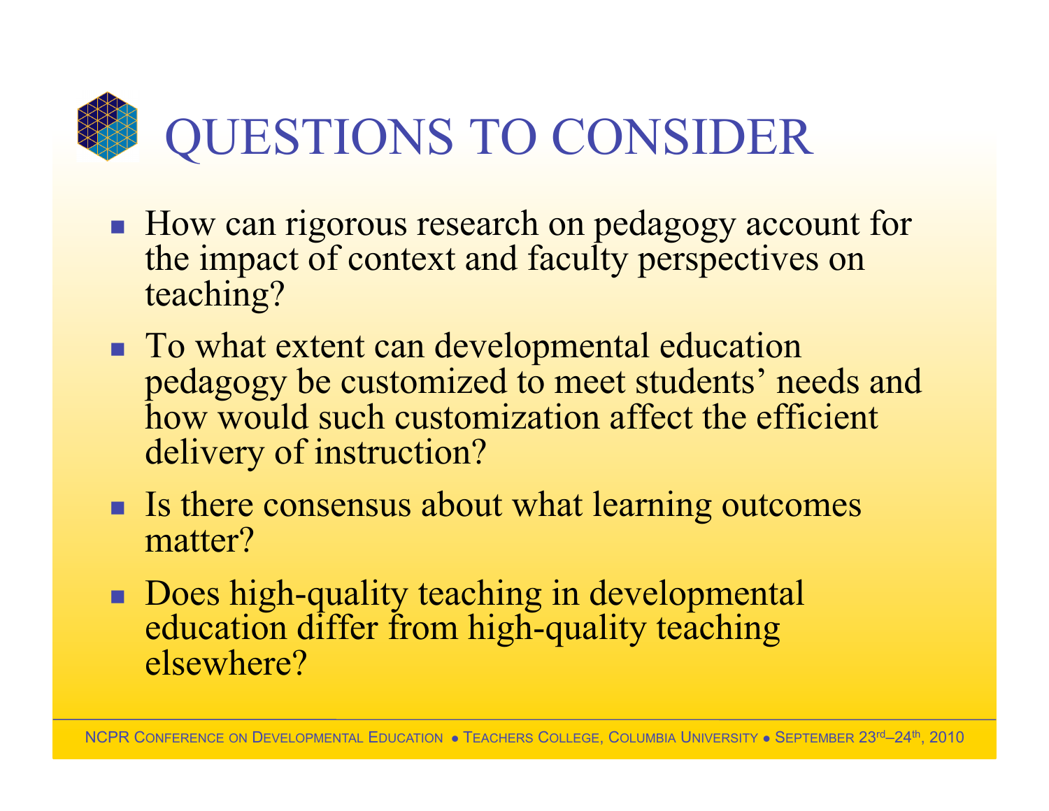# QUESTIONS TO CONSIDER

- How can rigorous research on pedagogy account for the impact of context and faculty perspectives on teaching?
- To what extent can developmental education pedagogy be customized to meet students' needs and how would such customization affect the efficient delivery of instruction?
- Is there consensus about what learning outcomes matter?
- Does high-quality teaching in developmental education differ from high-quality teaching elsewhere?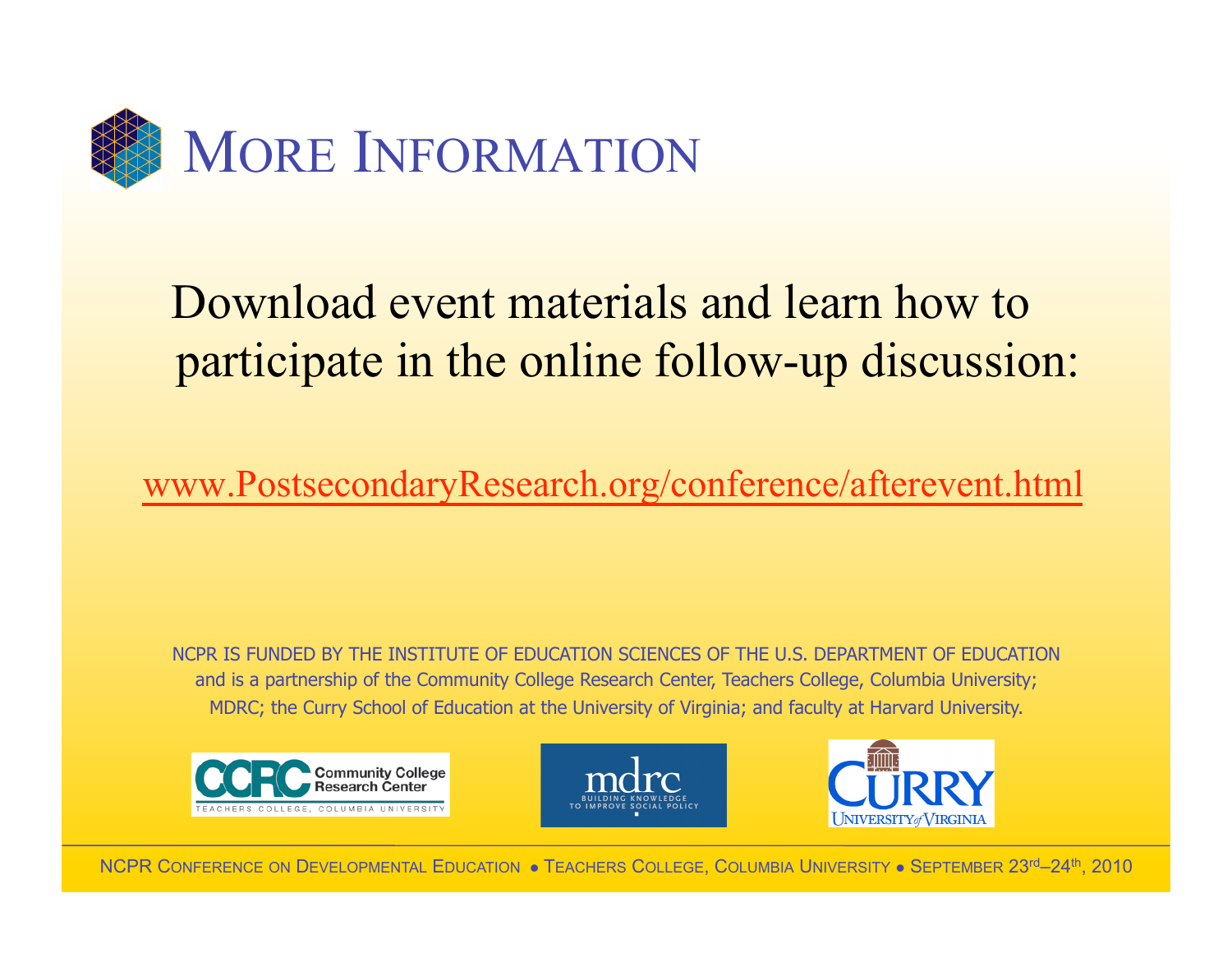# More Information

Download event materials and learn how to participate in the online follow-up discussion:

www.PostsecondaryResearch.org/conference/afterevent.html

NCPR IS FUNDED BY THE INSTITUTE OF EDUCATION SCIENCES OF THE U.S. DEPARTMENT OF EDUCATION and is a partnership of the Community College Research Center, Teachers College, Columbia University; MDRC; the Curry School of Education at the University of Virginia; and faculty at Harvard University.

CCRC Community College Research Center
TEACHERS COLLEGE, COLUMBIA UNIVERSITY

mdrc
BUILDING KNOWLEDGE TO IMPROVE SOCIAL POLICY

CURRY
UNIVERSITY of VIRGINIA